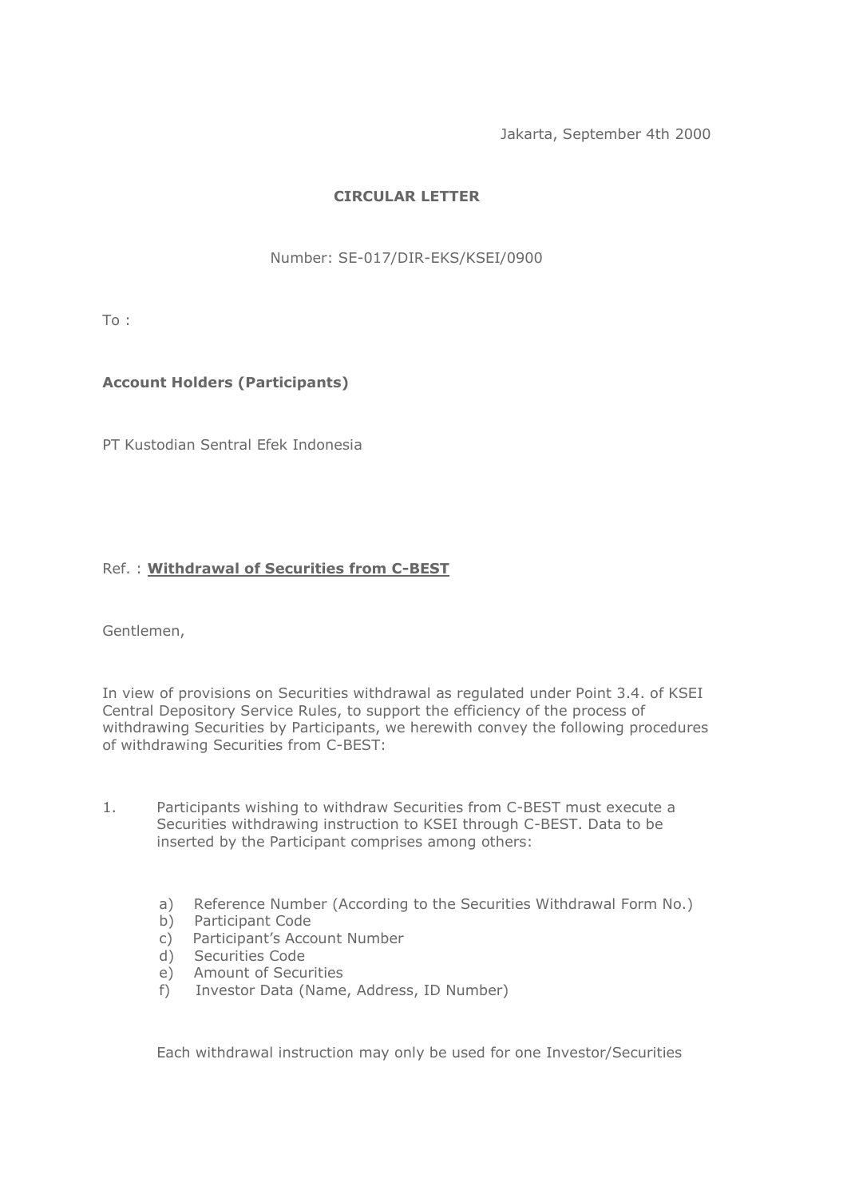Jakarta, September 4th 2000

**CIRCULAR LETTER**

Number: SE-017/DIR-EKS/KSEI/0900

To :

**Account Holders (Participants)**

PT Kustodian Sentral Efek Indonesia

Ref. : **Withdrawal of Securities from C-BEST**

Gentlemen,

In view of provisions on Securities withdrawal as regulated under Point 3.4. of KSEI Central Depository Service Rules, to support the efficiency of the process of withdrawing Securities by Participants, we herewith convey the following procedures of withdrawing Securities from C-BEST:

1. Participants wishing to withdraw Securities from C-BEST must execute a Securities withdrawing instruction to KSEI through C-BEST. Data to be inserted by the Participant comprises among others:

   a) Reference Number (According to the Securities Withdrawal Form No.)
   b) Participant Code
   c) Participant's Account Number
   d) Securities Code
   e) Amount of Securities
   f) Investor Data (Name, Address, ID Number)

   Each withdrawal instruction may only be used for one Investor/Securities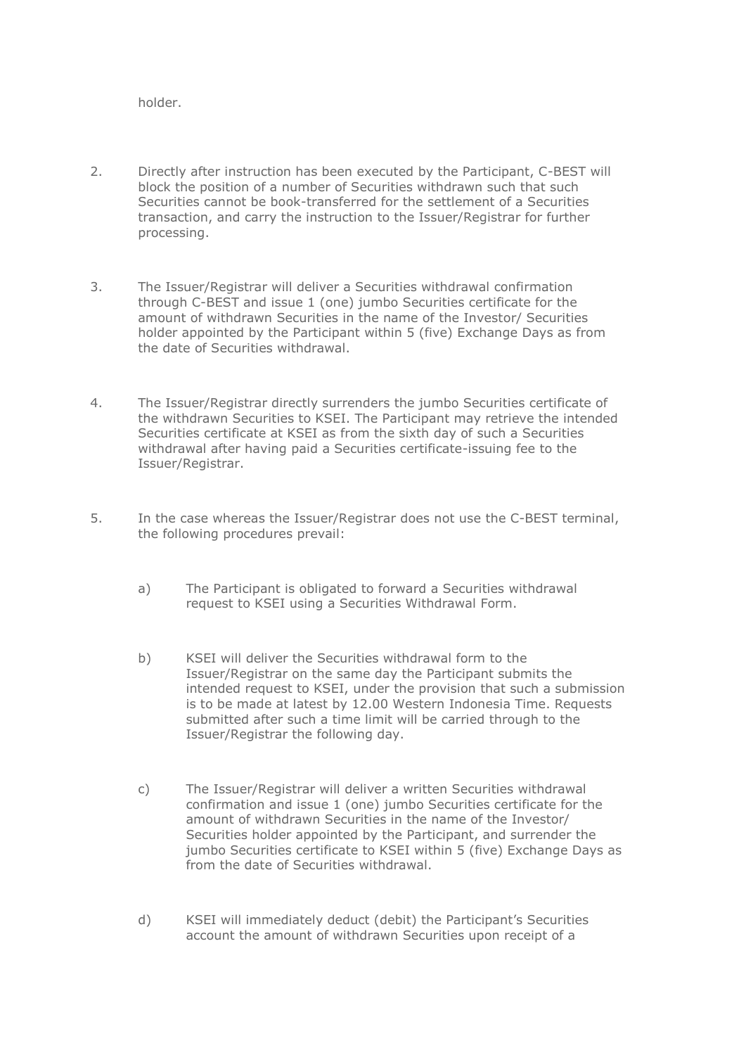holder.

2. Directly after instruction has been executed by the Participant, C-BEST will block the position of a number of Securities withdrawn such that such Securities cannot be book-transferred for the settlement of a Securities transaction, and carry the instruction to the Issuer/Registrar for further processing.

3. The Issuer/Registrar will deliver a Securities withdrawal confirmation through C-BEST and issue 1 (one) jumbo Securities certificate for the amount of withdrawn Securities in the name of the Investor/ Securities holder appointed by the Participant within 5 (five) Exchange Days as from the date of Securities withdrawal.

4. The Issuer/Registrar directly surrenders the jumbo Securities certificate of the withdrawn Securities to KSEI. The Participant may retrieve the intended Securities certificate at KSEI as from the sixth day of such a Securities withdrawal after having paid a Securities certificate-issuing fee to the Issuer/Registrar.

5. In the case whereas the Issuer/Registrar does not use the C-BEST terminal, the following procedures prevail:

   a) The Participant is obligated to forward a Securities withdrawal request to KSEI using a Securities Withdrawal Form.

   b) KSEI will deliver the Securities withdrawal form to the Issuer/Registrar on the same day the Participant submits the intended request to KSEI, under the provision that such a submission is to be made at latest by 12.00 Western Indonesia Time. Requests submitted after such a time limit will be carried through to the Issuer/Registrar the following day.

   c) The Issuer/Registrar will deliver a written Securities withdrawal confirmation and issue 1 (one) jumbo Securities certificate for the amount of withdrawn Securities in the name of the Investor/ Securities holder appointed by the Participant, and surrender the jumbo Securities certificate to KSEI within 5 (five) Exchange Days as from the date of Securities withdrawal.

   d) KSEI will immediately deduct (debit) the Participant's Securities account the amount of withdrawn Securities upon receipt of a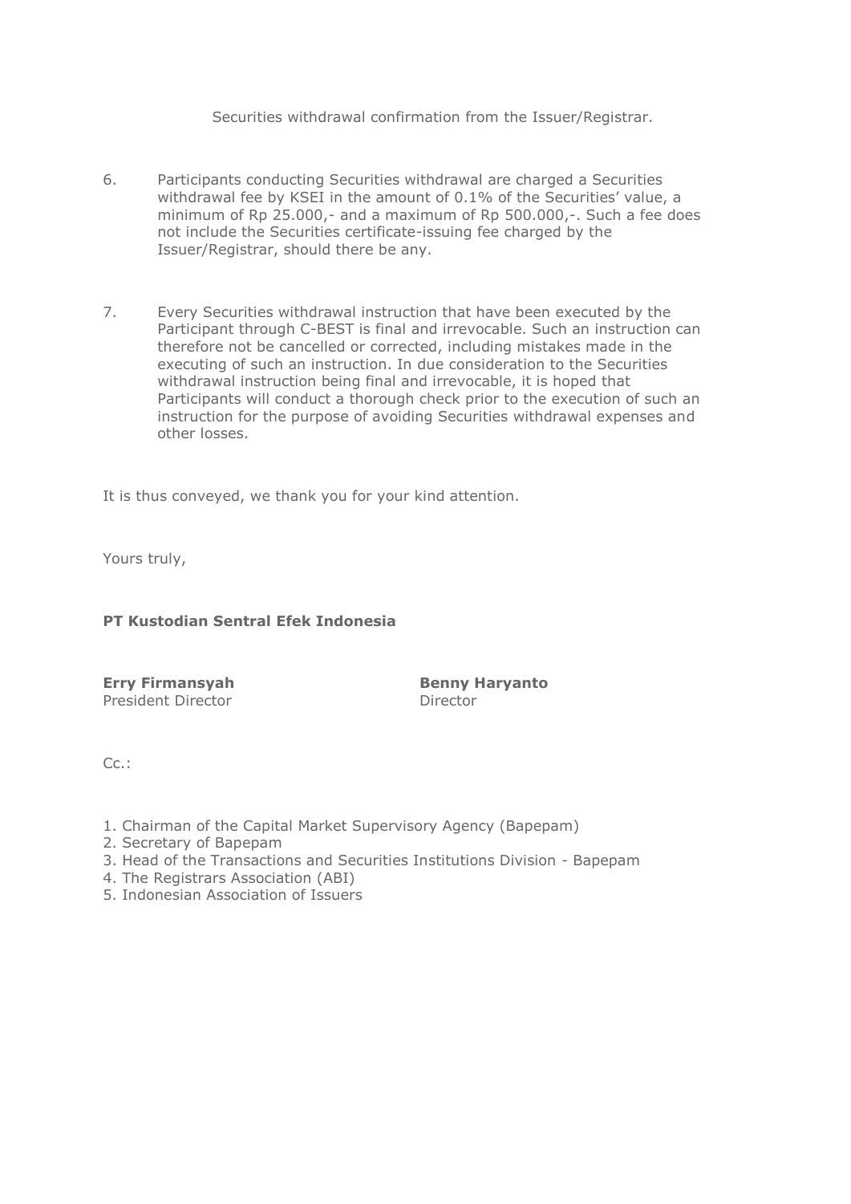Securities withdrawal confirmation from the Issuer/Registrar.

6. Participants conducting Securities withdrawal are charged a Securities withdrawal fee by KSEI in the amount of 0.1% of the Securities' value, a minimum of Rp 25.000,- and a maximum of Rp 500.000,-. Such a fee does not include the Securities certificate-issuing fee charged by the Issuer/Registrar, should there be any.

7. Every Securities withdrawal instruction that have been executed by the Participant through C-BEST is final and irrevocable. Such an instruction can therefore not be cancelled or corrected, including mistakes made in the executing of such an instruction. In due consideration to the Securities withdrawal instruction being final and irrevocable, it is hoped that Participants will conduct a thorough check prior to the execution of such an instruction for the purpose of avoiding Securities withdrawal expenses and other losses.

It is thus conveyed, we thank you for your kind attention.

Yours truly,

**PT Kustodian Sentral Efek Indonesia**

**Erry Firmansyah**
President Director

**Benny Haryanto**
Director

Cc.:

1. Chairman of the Capital Market Supervisory Agency (Bapepam)
2. Secretary of Bapepam
3. Head of the Transactions and Securities Institutions Division - Bapepam
4. The Registrars Association (ABI)
5. Indonesian Association of Issuers